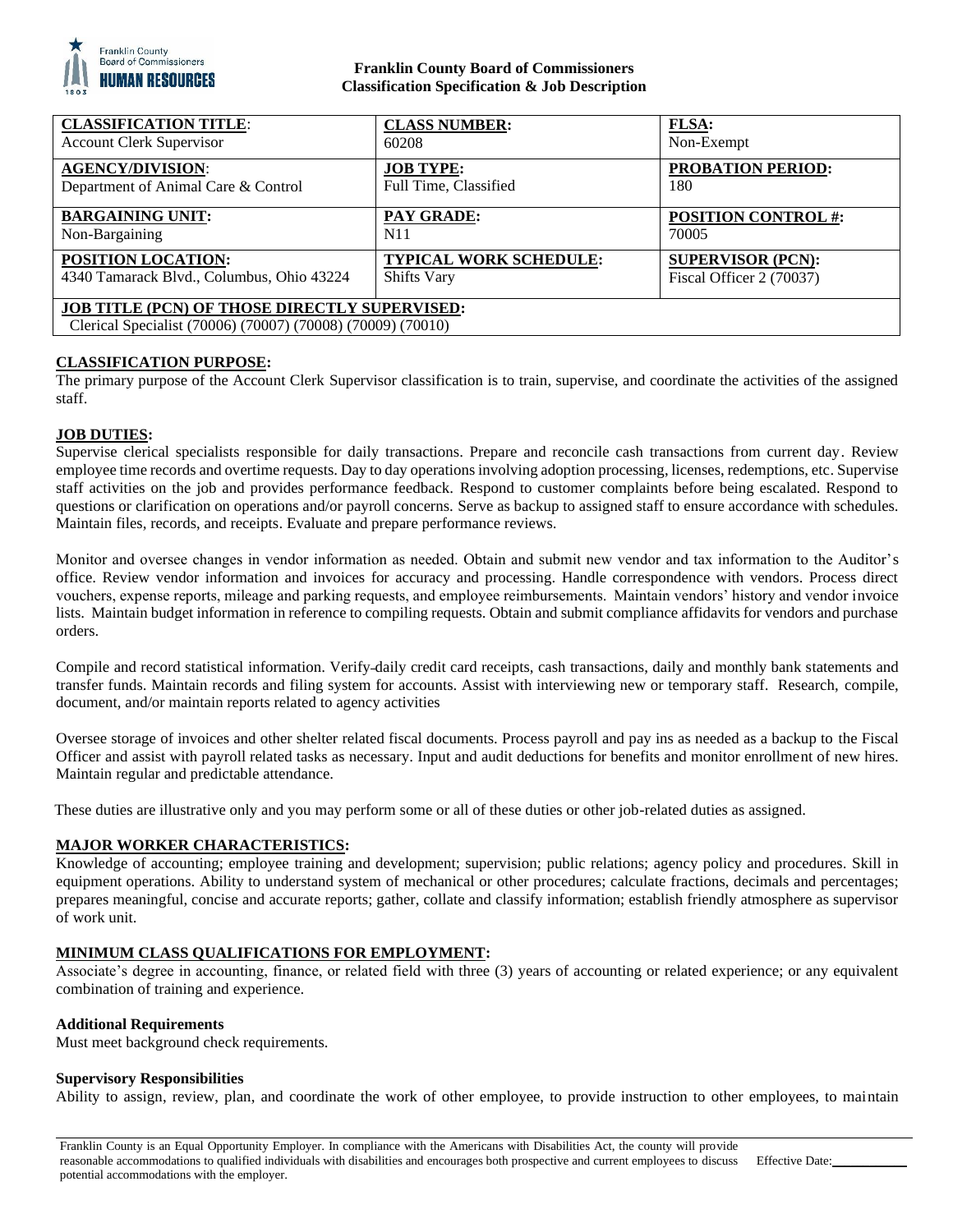**Franklin County Board of Commissioners**
**Classification Specification & Job Description**

| **CLASSIFICATION TITLE**: Account Clerk Supervisor | **CLASS NUMBER:** 60208 | **FLSA:** Non-Exempt |
|---|---|---|
| **AGENCY/DIVISION**: Department of Animal Care & Control | **JOB TYPE:** Full Time, Classified | **PROBATION PERIOD:** 180 |
| **BARGAINING UNIT:** Non-Bargaining | **PAY GRADE:** N11 | **POSITION CONTROL #:** 70005 |
| **POSITION LOCATION:** 4340 Tamarack Blvd., Columbus, Ohio 43224 | **TYPICAL WORK SCHEDULE:** Shifts Vary | **SUPERVISOR (PCN):** Fiscal Officer 2 (70037) |
| **JOB TITLE (PCN) OF THOSE DIRECTLY SUPERVISED:** Clerical Specialist (70006) (70007) (70008) (70009) (70010) | | |

**CLASSIFICATION PURPOSE:**

The primary purpose of the Account Clerk Supervisor classification is to train, supervise, and coordinate the activities of the assigned staff.

**JOB DUTIES:**

Supervise clerical specialists responsible for daily transactions. Prepare and reconcile cash transactions from current day. Review employee time records and overtime requests. Day to day operations involving adoption processing, licenses, redemptions, etc. Supervise staff activities on the job and provides performance feedback. Respond to customer complaints before being escalated. Respond to questions or clarification on operations and/or payroll concerns. Serve as backup to assigned staff to ensure accordance with schedules. Maintain files, records, and receipts. Evaluate and prepare performance reviews.

Monitor and oversee changes in vendor information as needed. Obtain and submit new vendor and tax information to the Auditor's office. Review vendor information and invoices for accuracy and processing. Handle correspondence with vendors. Process direct vouchers, expense reports, mileage and parking requests, and employee reimbursements. Maintain vendors' history and vendor invoice lists. Maintain budget information in reference to compiling requests. Obtain and submit compliance affidavits for vendors and purchase orders.

Compile and record statistical information. Verify daily credit card receipts, cash transactions, daily and monthly bank statements and transfer funds. Maintain records and filing system for accounts. Assist with interviewing new or temporary staff. Research, compile, document, and/or maintain reports related to agency activities

Oversee storage of invoices and other shelter related fiscal documents. Process payroll and pay ins as needed as a backup to the Fiscal Officer and assist with payroll related tasks as necessary. Input and audit deductions for benefits and monitor enrollment of new hires. Maintain regular and predictable attendance.

These duties are illustrative only and you may perform some or all of these duties or other job-related duties as assigned.

**MAJOR WORKER CHARACTERISTICS:**

Knowledge of accounting; employee training and development; supervision; public relations; agency policy and procedures. Skill in equipment operations. Ability to understand system of mechanical or other procedures; calculate fractions, decimals and percentages; prepares meaningful, concise and accurate reports; gather, collate and classify information; establish friendly atmosphere as supervisor of work unit.

**MINIMUM CLASS QUALIFICATIONS FOR EMPLOYMENT:**

Associate's degree in accounting, finance, or related field with three (3) years of accounting or related experience; or any equivalent combination of training and experience.

**Additional Requirements**

Must meet background check requirements.

**Supervisory Responsibilities**

Ability to assign, review, plan, and coordinate the work of other employee, to provide instruction to other employees, to maintain

Franklin County is an Equal Opportunity Employer. In compliance with the Americans with Disabilities Act, the county will provide reasonable accommodations to qualified individuals with disabilities and encourages both prospective and current employees to discuss potential accommodations with the employer. Effective Date:\_\_\_\_\_\_\_\_\_\_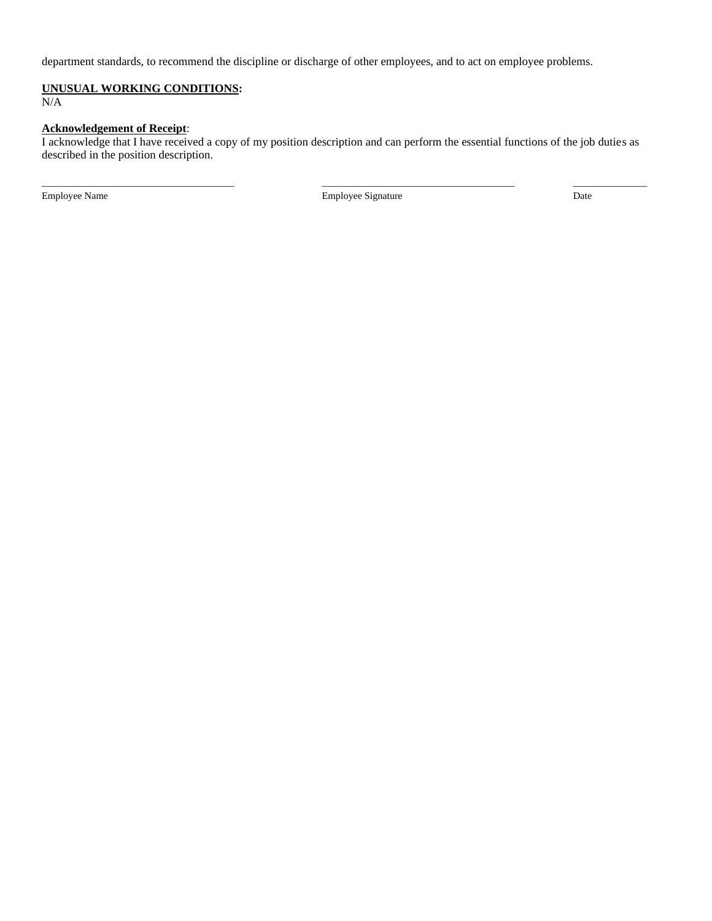department standards, to recommend the discipline or discharge of other employees, and to act on employee problems.

**UNUSUAL WORKING CONDITIONS:**
N/A

**Acknowledgement of Receipt**:
I acknowledge that I have received a copy of my position description and can perform the essential functions of the job duties as described in the position description.

| | | |
|---|---|---|
| ___________________________________ | ___________________________________ | ______________ |
| Employee Name | Employee Signature | Date |